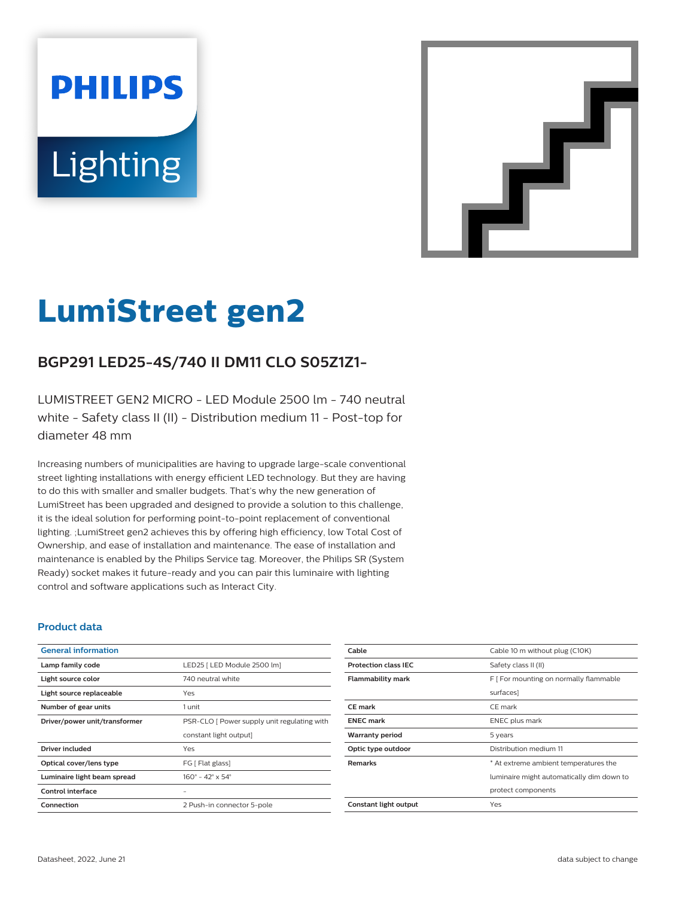# LumiStreet gen2

## BGP291 LED25-4S/740 II DM11 CLO S05Z1Z1-

LUMISTREET GEN2 MICRO - LED Module 2500 lm - 740 neutral white - Safety class II (II) - Distribution medium 11 - Post-top for diameter 48 mm

Increasing numbers of municipalities are having to upgrade large-scale conventional street lighting installations with energy efficient LED technology. But they are having to do this with smaller and smaller budgets. That's why the new generation of LumiStreet has been upgraded and designed to provide a solution to this challenge, it is the ideal solution for performing point-to-point replacement of conventional lighting. ;LumiStreet gen2 achieves this by offering high efficiency, low Total Cost of Ownership, and ease of installation and maintenance. The ease of installation and maintenance is enabled by the Philips Service tag. Moreover, the Philips SR (System Ready) socket makes it future-ready and you can pair this luminaire with lighting control and software applications such as Interact City.

### Product data

| General information | |
|---|---|
| **Lamp family code** | LED25 [ LED Module 2500 lm] |
| **Light source color** | 740 neutral white |
| **Light source replaceable** | Yes |
| **Number of gear units** | 1 unit |
| **Driver/power unit/transformer** | PSR-CLO [ Power supply unit regulating with constant light output] |
| **Driver included** | Yes |
| **Optical cover/lens type** | FG [ Flat glass] |
| **Luminaire light beam spread** | 160° - 42° x 54° |
| **Control interface** | - |
| **Connection** | 2 Push-in connector 5-pole |
| **Cable** | Cable 10 m without plug (C10K) |
| **Protection class IEC** | Safety class II (II) |
| **Flammability mark** | F [ For mounting on normally flammable surfaces] |
| **CE mark** | CE mark |
| **ENEC mark** | ENEC plus mark |
| **Warranty period** | 5 years |
| **Optic type outdoor** | Distribution medium 11 |
| **Remarks** | * At extreme ambient temperatures the luminaire might automatically dim down to protect components |
| **Constant light output** | Yes |

Datasheet, 2022, June 21 data subject to change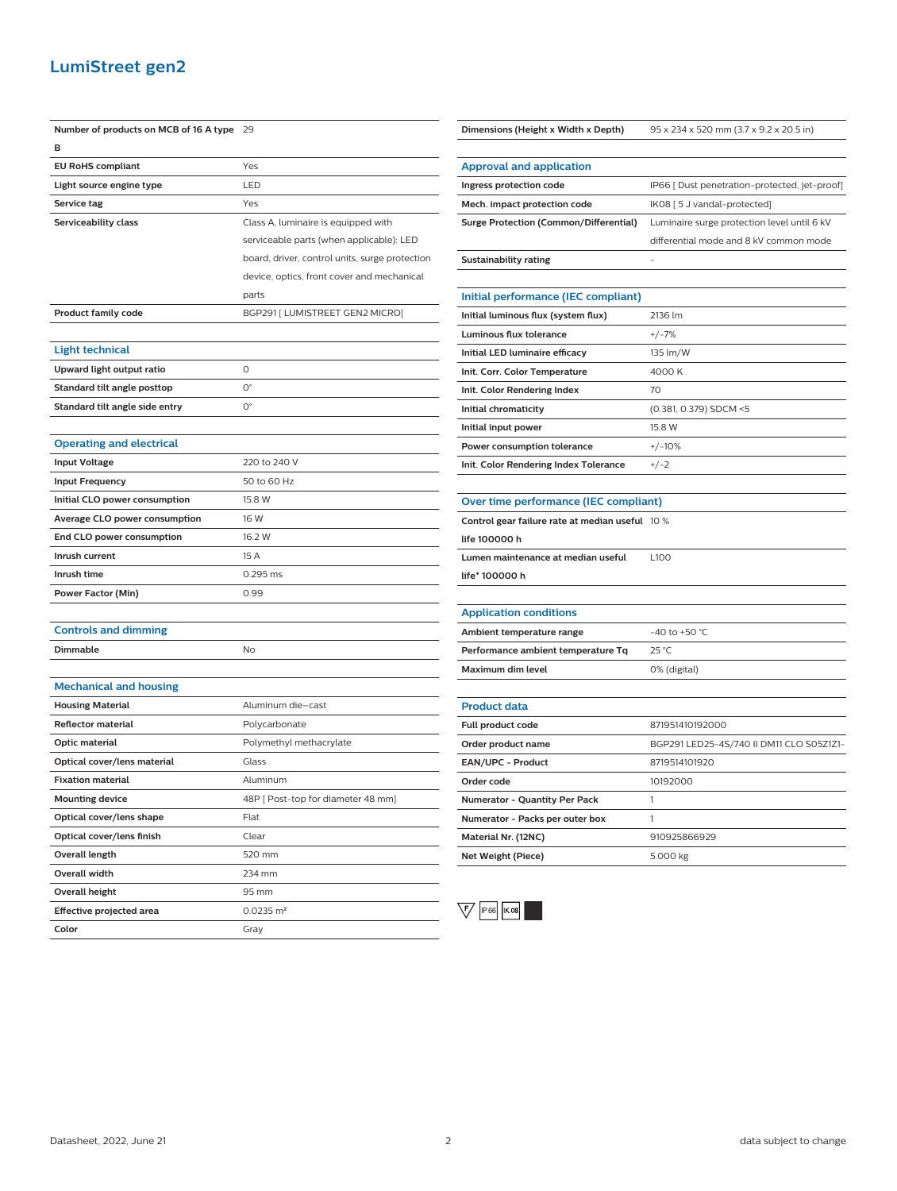## LumiStreet gen2

| | |
|---|---|
| **Number of products on MCB of 16 A type B** | 29 |
| **EU RoHS compliant** | Yes |
| **Light source engine type** | LED |
| **Service tag** | Yes |
| **Serviceability class** | Class A, luminaire is equipped with serviceable parts (when applicable): LED board, driver, control units, surge protection device, optics, front cover and mechanical parts |
| **Product family code** | BGP291 [ LUMISTREET GEN2 MICRO] |

### Light technical

| | |
|---|---|
| **Upward light output ratio** | 0 |
| **Standard tilt angle posttop** | 0° |
| **Standard tilt angle side entry** | 0° |

### Operating and electrical

| | |
|---|---|
| **Input Voltage** | 220 to 240 V |
| **Input Frequency** | 50 to 60 Hz |
| **Initial CLO power consumption** | 15.8 W |
| **Average CLO power consumption** | 16 W |
| **End CLO power consumption** | 16.2 W |
| **Inrush current** | 15 A |
| **Inrush time** | 0.295 ms |
| **Power Factor (Min)** | 0.99 |

### Controls and dimming

| | |
|---|---|
| **Dimmable** | No |

### Mechanical and housing

| | |
|---|---|
| **Housing Material** | Aluminum die-cast |
| **Reflector material** | Polycarbonate |
| **Optic material** | Polymethyl methacrylate |
| **Optical cover/lens material** | Glass |
| **Fixation material** | Aluminum |
| **Mounting device** | 48P [ Post-top for diameter 48 mm] |
| **Optical cover/lens shape** | Flat |
| **Optical cover/lens finish** | Clear |
| **Overall length** | 520 mm |
| **Overall width** | 234 mm |
| **Overall height** | 95 mm |
| **Effective projected area** | 0.0235 m² |
| **Color** | Gray |
| **Dimensions (Height x Width x Depth)** | 95 x 234 x 520 mm (3.7 x 9.2 x 20.5 in) |

### Approval and application

| | |
|---|---|
| **Ingress protection code** | IP66 [ Dust penetration-protected, jet-proof] |
| **Mech. impact protection code** | IK08 [ 5 J vandal-protected] |
| **Surge Protection (Common/Differential)** | Luminaire surge protection level until 6 kV differential mode and 8 kV common mode |
| **Sustainability rating** | - |

### Initial performance (IEC compliant)

| | |
|---|---|
| **Initial luminous flux (system flux)** | 2136 lm |
| **Luminous flux tolerance** | +/-7% |
| **Initial LED luminaire efficacy** | 135 lm/W |
| **Init. Corr. Color Temperature** | 4000 K |
| **Init. Color Rendering Index** | 70 |
| **Initial chromaticity** | (0.381, 0.379) SDCM <5 |
| **Initial input power** | 15.8 W |
| **Power consumption tolerance** | +/-10% |
| **Init. Color Rendering Index Tolerance** | +/-2 |

### Over time performance (IEC compliant)

| | |
|---|---|
| **Control gear failure rate at median useful life 100000 h** | 10 % |
| **Lumen maintenance at median useful life* 100000 h** | L100 |

### Application conditions

| | |
|---|---|
| **Ambient temperature range** | -40 to +50 °C |
| **Performance ambient temperature Tq** | 25 °C |
| **Maximum dim level** | 0% (digital) |

### Product data

| | |
|---|---|
| **Full product code** | 871951410192000 |
| **Order product name** | BGP291 LED25-4S/740 II DM11 CLO S05Z1Z1- |
| **EAN/UPC - Product** | 8719514101920 |
| **Order code** | 10192000 |
| **Numerator - Quantity Per Pack** | 1 |
| **Numerator - Packs per outer box** | 1 |
| **Material Nr. (12NC)** | 910925866929 |
| **Net Weight (Piece)** | 5.000 kg |

F IP66 IK08

Datasheet, 2022, June 21 — data subject to change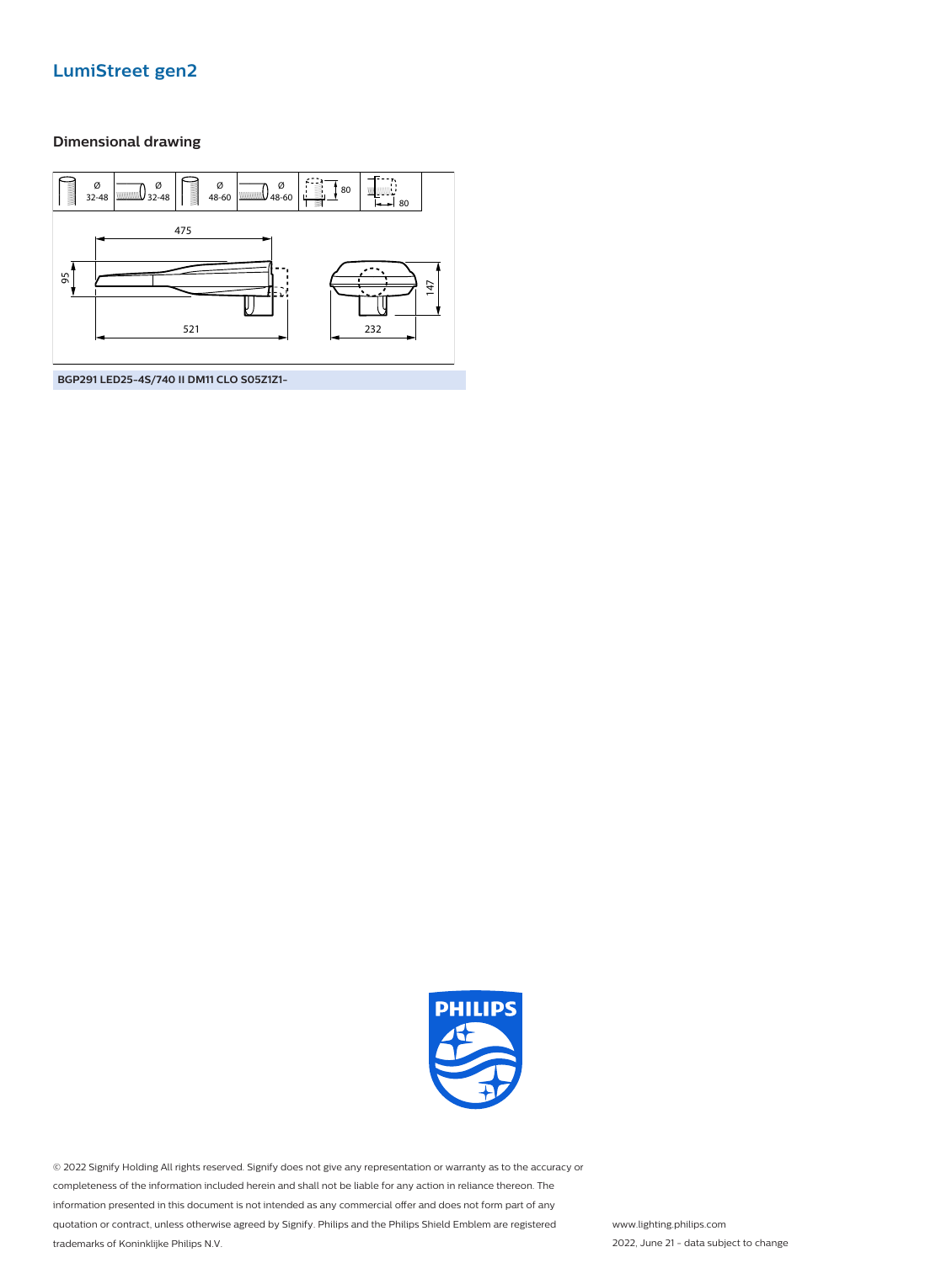# LumiStreet gen2

## Dimensional drawing

Ø 32-48
Ø 32-48
Ø 48-60
Ø 48-60
80
80

475
95
521
147
232

BGP291 LED25-4S/740 II DM11 CLO S05Z1Z1-

© 2022 Signify Holding All rights reserved. Signify does not give any representation or warranty as to the accuracy or completeness of the information included herein and shall not be liable for any action in reliance thereon. The information presented in this document is not intended as any commercial offer and does not form part of any quotation or contract, unless otherwise agreed by Signify. Philips and the Philips Shield Emblem are registered trademarks of Koninklijke Philips N.V.

www.lighting.philips.com

2022, June 21 - data subject to change